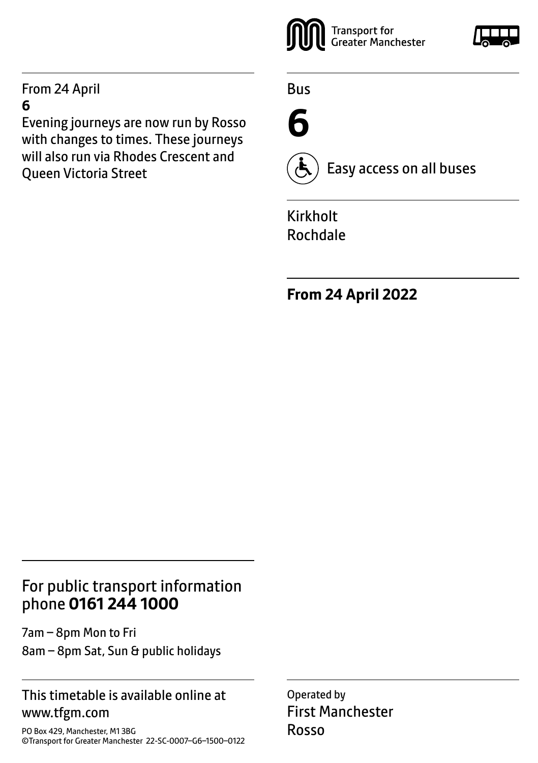From 24 April

**6**

Evening journeys are now run by Rosso with changes to times. These journeys will also run via Rhodes Crescent and Queen Victoria Street

Transport for Greater Manchester

Bus

# 6

Easy access on all buses

Kirkholt
Rochdale

**From 24 April 2022**

## For public transport information phone **0161 244 1000**

7am – 8pm Mon to Fri
8am – 8pm Sat, Sun & public holidays

This timetable is available online at www.tfgm.com

PO Box 429, Manchester, M1 3BG
©Transport for Greater Manchester 22-SC-0007–G6–1500–0122

Operated by
First Manchester
Rosso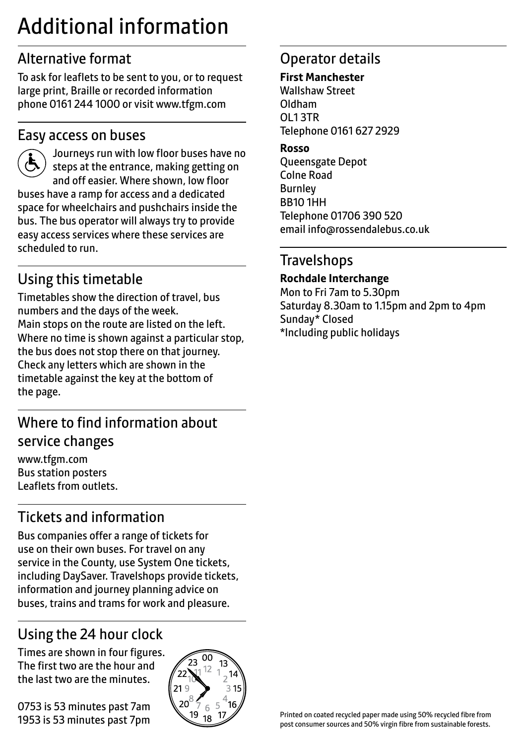# Additional information

## Alternative format

To ask for leaflets to be sent to you, or to request large print, Braille or recorded information phone 0161 244 1000 or visit www.tfgm.com

## Easy access on buses

Journeys run with low floor buses have no steps at the entrance, making getting on and off easier. Where shown, low floor buses have a ramp for access and a dedicated space for wheelchairs and pushchairs inside the bus. The bus operator will always try to provide easy access services where these services are scheduled to run.

## Using this timetable

Timetables show the direction of travel, bus numbers and the days of the week.
Main stops on the route are listed on the left. Where no time is shown against a particular stop, the bus does not stop there on that journey. Check any letters which are shown in the timetable against the key at the bottom of the page.

## Where to find information about service changes

www.tfgm.com
Bus station posters
Leaflets from outlets.

## Tickets and information

Bus companies offer a range of tickets for use on their own buses. For travel on any service in the County, use System One tickets, including DaySaver. Travelshops provide tickets, information and journey planning advice on buses, trains and trams for work and pleasure.

## Using the 24 hour clock

Times are shown in four figures. The first two are the hour and the last two are the minutes.

0753 is 53 minutes past 7am
1953 is 53 minutes past 7pm

## Operator details

**First Manchester**
Wallshaw Street
Oldham
OL1 3TR
Telephone 0161 627 2929

**Rosso**
Queensgate Depot
Colne Road
Burnley
BB10 1HH
Telephone 01706 390 520
email info@rossendalebus.co.uk

## Travelshops

**Rochdale Interchange**
Mon to Fri 7am to 5.30pm
Saturday 8.30am to 1.15pm and 2pm to 4pm
Sunday* Closed
*Including public holidays

Printed on coated recycled paper made using 50% recycled fibre from post consumer sources and 50% virgin fibre from sustainable forests.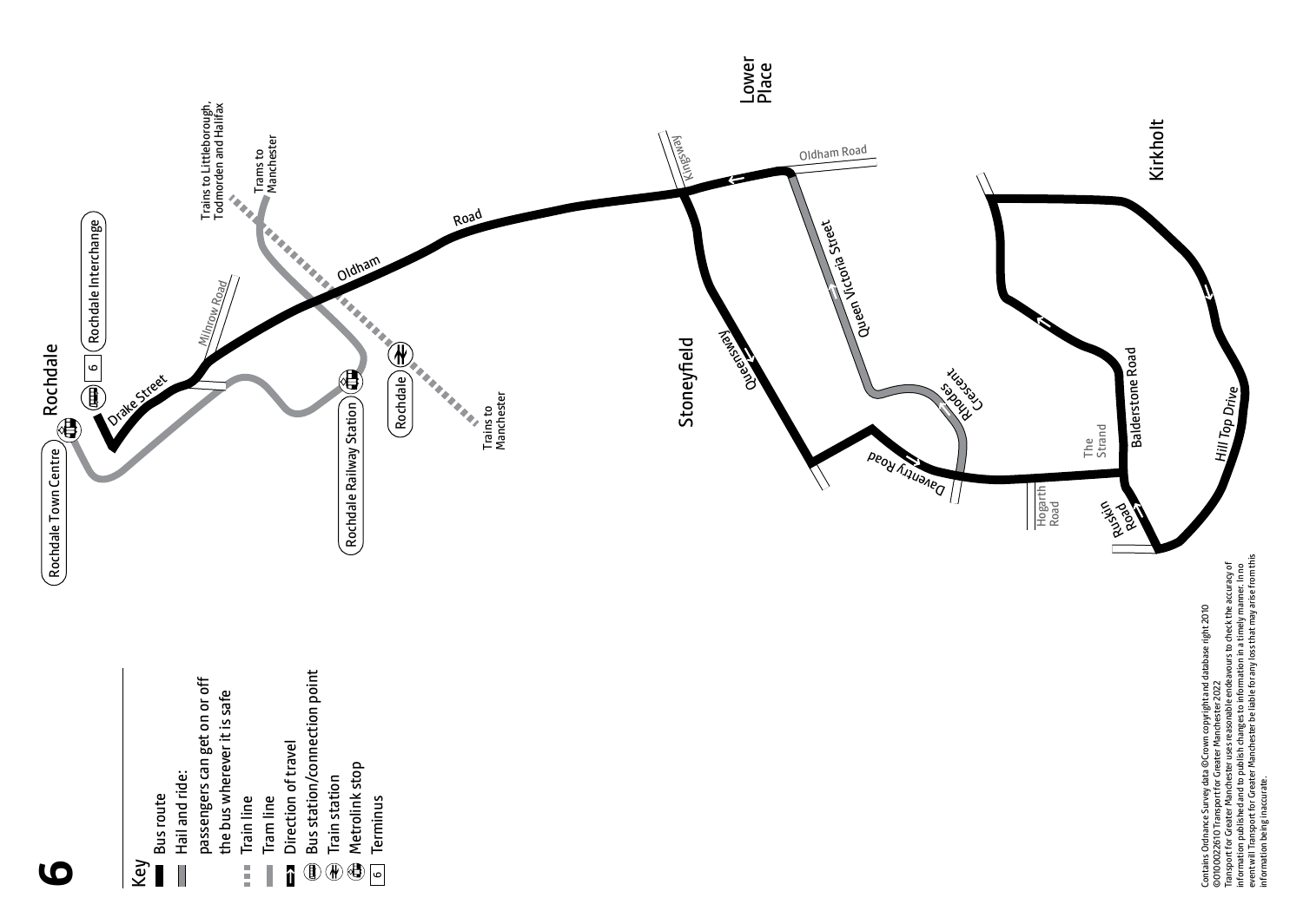# 6

Key

- Bus route
- Hail and ride: passengers can get on or off the bus wherever it is safe
- Train line
- Tram line
- Direction of travel
- Bus station/connection point
- Train station
- Metrolink stop
- 6 Terminus

Rochdale

Rochdale Interchange 6

Rochdale Town Centre

Rochdale Railway Station

Rochdale

Drake Street

Milnrow Road

Oldham Road

Trains to Littleborough, Todmorden and Halifax

Trams to Manchester

Trains to Manchester

Kingsway

Oldham Road

Lower Place

Queen Victoria Street

Stoneyfield

Queensway

Rhodes Crescent

Daventry Road

Hogarth Road

The Strand

Balderstone Road

Kirkholt

Hill Top Drive

Ruskin Road

Contains Ordnance Survey data ©Crown copyright and database right 2010 ©0100022610 Transport for Greater Manchester 2022
Transport for Greater Manchester uses reasonable endeavours to check the accuracy of information published and to publish changes to information in a timely manner. In no event will Transport for Greater Manchester be liable for any loss that may arise from this information being inaccurate.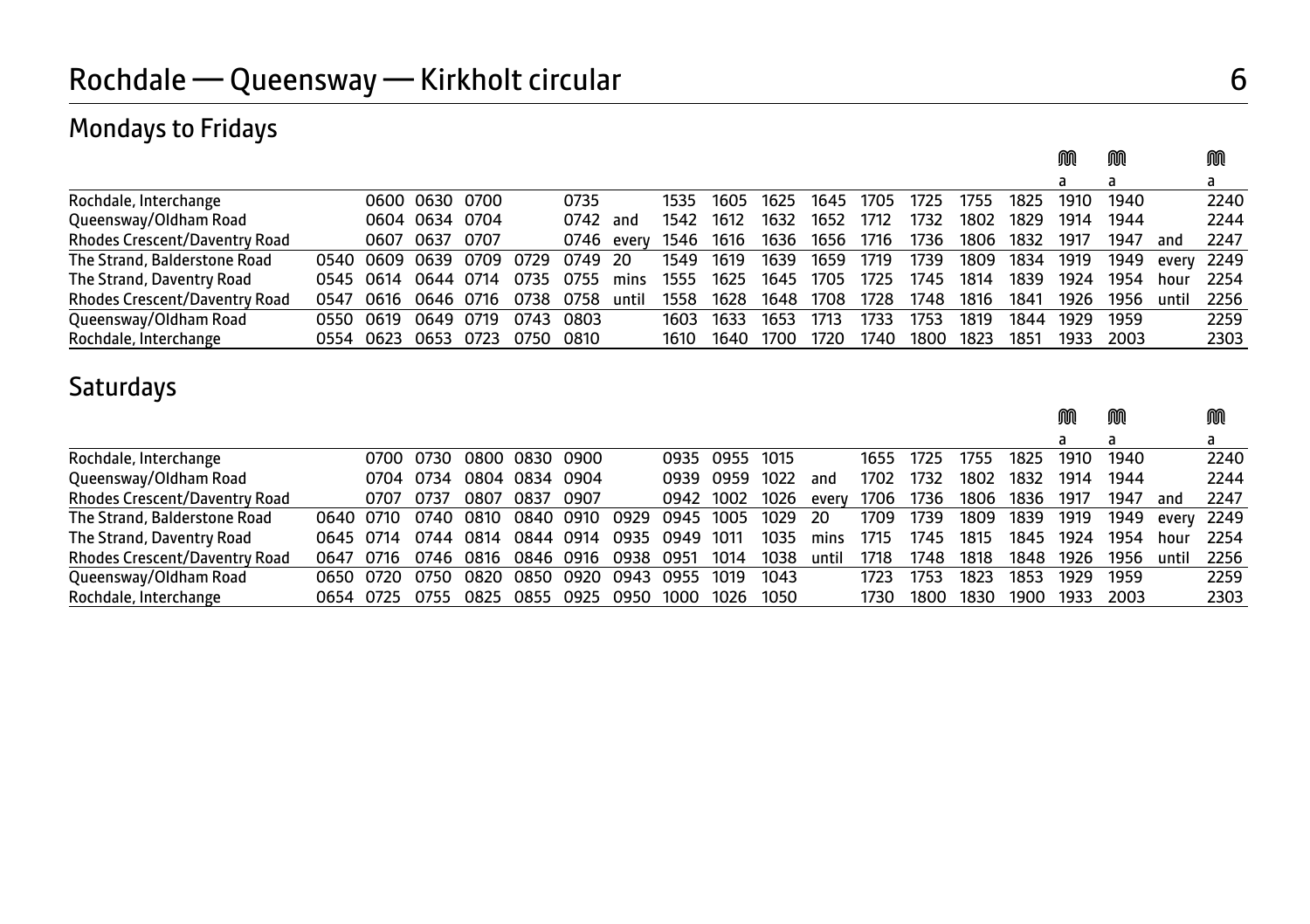# Rochdale — Queensway — Kirkholt circular 6

## Mondays to Fridays

| | | | | | | | | | | | | | | | | M a | M a | | M a |
|---|---|---|---|---|---|---|---|---|---|---|---|---|---|---|---|---|---|---|---|
| Rochdale, Interchange | | 0600 | 0630 | 0700 | | 0735 | | 1535 | 1605 | 1625 | 1645 | 1705 | 1725 | 1755 | 1825 | 1910 | 1940 | | 2240 |
| Queensway/Oldham Road | | 0604 | 0634 | 0704 | | 0742 | and | 1542 | 1612 | 1632 | 1652 | 1712 | 1732 | 1802 | 1829 | 1914 | 1944 | | 2244 |
| Rhodes Crescent/Daventry Road | | 0607 | 0637 | 0707 | | 0746 | every | 1546 | 1616 | 1636 | 1656 | 1716 | 1736 | 1806 | 1832 | 1917 | 1947 | and | 2247 |
| The Strand, Balderstone Road | 0540 | 0609 | 0639 | 0709 | 0729 | 0749 | 20 | 1549 | 1619 | 1639 | 1659 | 1719 | 1739 | 1809 | 1834 | 1919 | 1949 | every | 2249 |
| The Strand, Daventry Road | 0545 | 0614 | 0644 | 0714 | 0735 | 0755 | mins | 1555 | 1625 | 1645 | 1705 | 1725 | 1745 | 1814 | 1839 | 1924 | 1954 | hour | 2254 |
| Rhodes Crescent/Daventry Road | 0547 | 0616 | 0646 | 0716 | 0738 | 0758 | until | 1558 | 1628 | 1648 | 1708 | 1728 | 1748 | 1816 | 1841 | 1926 | 1956 | until | 2256 |
| Queensway/Oldham Road | 0550 | 0619 | 0649 | 0719 | 0743 | 0803 | | 1603 | 1633 | 1653 | 1713 | 1733 | 1753 | 1819 | 1844 | 1929 | 1959 | | 2259 |
| Rochdale, Interchange | 0554 | 0623 | 0653 | 0723 | 0750 | 0810 | | 1610 | 1640 | 1700 | 1720 | 1740 | 1800 | 1823 | 1851 | 1933 | 2003 | | 2303 |

## Saturdays

| | | | | | | | | | | | | | | | | M a | M a | | M a |
|---|---|---|---|---|---|---|---|---|---|---|---|---|---|---|---|---|---|---|---|
| Rochdale, Interchange | | 0700 | 0730 | 0800 | 0830 | 0900 | | 0935 | 0955 | 1015 | | 1655 | 1725 | 1755 | 1825 | 1910 | 1940 | | 2240 |
| Queensway/Oldham Road | | 0704 | 0734 | 0804 | 0834 | 0904 | | 0939 | 0959 | 1022 | and | 1702 | 1732 | 1802 | 1832 | 1914 | 1944 | | 2244 |
| Rhodes Crescent/Daventry Road | | 0707 | 0737 | 0807 | 0837 | 0907 | | 0942 | 1002 | 1026 | every | 1706 | 1736 | 1806 | 1836 | 1917 | 1947 | and | 2247 |
| The Strand, Balderstone Road | 0640 | 0710 | 0740 | 0810 | 0840 | 0910 | 0929 | 0945 | 1005 | 1029 | 20 | 1709 | 1739 | 1809 | 1839 | 1919 | 1949 | every | 2249 |
| The Strand, Daventry Road | 0645 | 0714 | 0744 | 0814 | 0844 | 0914 | 0935 | 0949 | 1011 | 1035 | mins | 1715 | 1745 | 1815 | 1845 | 1924 | 1954 | hour | 2254 |
| Rhodes Crescent/Daventry Road | 0647 | 0716 | 0746 | 0816 | 0846 | 0916 | 0938 | 0951 | 1014 | 1038 | until | 1718 | 1748 | 1818 | 1848 | 1926 | 1956 | until | 2256 |
| Queensway/Oldham Road | 0650 | 0720 | 0750 | 0820 | 0850 | 0920 | 0943 | 0955 | 1019 | 1043 | | 1723 | 1753 | 1823 | 1853 | 1929 | 1959 | | 2259 |
| Rochdale, Interchange | 0654 | 0725 | 0755 | 0825 | 0855 | 0925 | 0950 | 1000 | 1026 | 1050 | | 1730 | 1800 | 1830 | 1900 | 1933 | 2003 | | 2303 |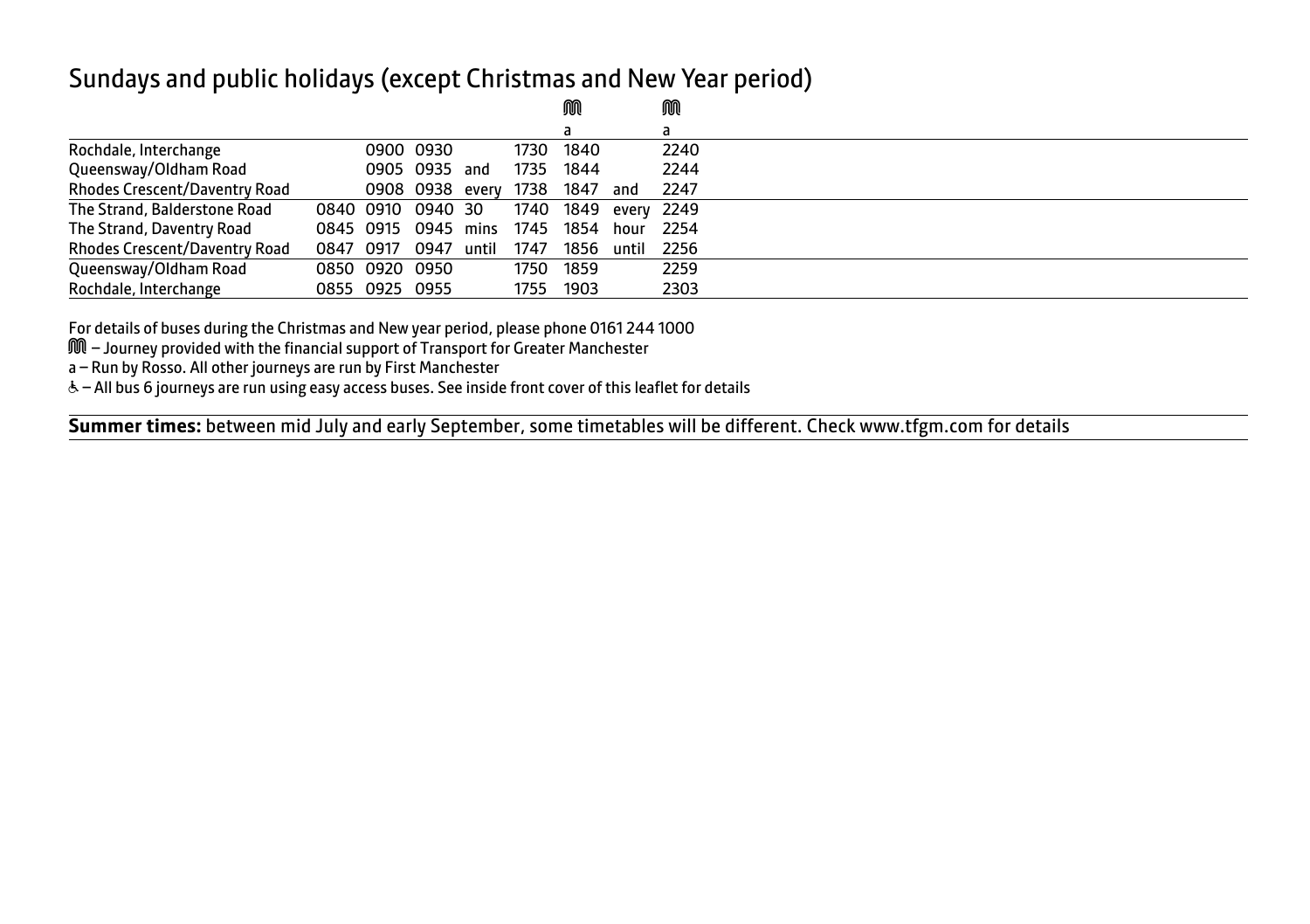## Sundays and public holidays (except Christmas and New Year period)

| | | | | | | | | |
|---|---|---|---|---|---|---|---|---|
| | | | | | | M | | M |
| | | | | | | a | | a |
| Rochdale, Interchange | | 0900 | 0930 | | 1730 | 1840 | | 2240 |
| Queensway/Oldham Road | | 0905 | 0935 | and | 1735 | 1844 | | 2244 |
| Rhodes Crescent/Daventry Road | | 0908 | 0938 | every | 1738 | 1847 | and | 2247 |
| The Strand, Balderstone Road | 0840 | 0910 | 0940 | 30 | 1740 | 1849 | every | 2249 |
| The Strand, Daventry Road | 0845 | 0915 | 0945 | mins | 1745 | 1854 | hour | 2254 |
| Rhodes Crescent/Daventry Road | 0847 | 0917 | 0947 | until | 1747 | 1856 | until | 2256 |
| Queensway/Oldham Road | 0850 | 0920 | 0950 | | 1750 | 1859 | | 2259 |
| Rochdale, Interchange | 0855 | 0925 | 0955 | | 1755 | 1903 | | 2303 |

For details of buses during the Christmas and New year period, please phone 0161 244 1000

M – Journey provided with the financial support of Transport for Greater Manchester

a – Run by Rosso. All other journeys are run by First Manchester

♿ – All bus 6 journeys are run using easy access buses. See inside front cover of this leaflet for details

**Summer times:** between mid July and early September, some timetables will be different. Check www.tfgm.com for details